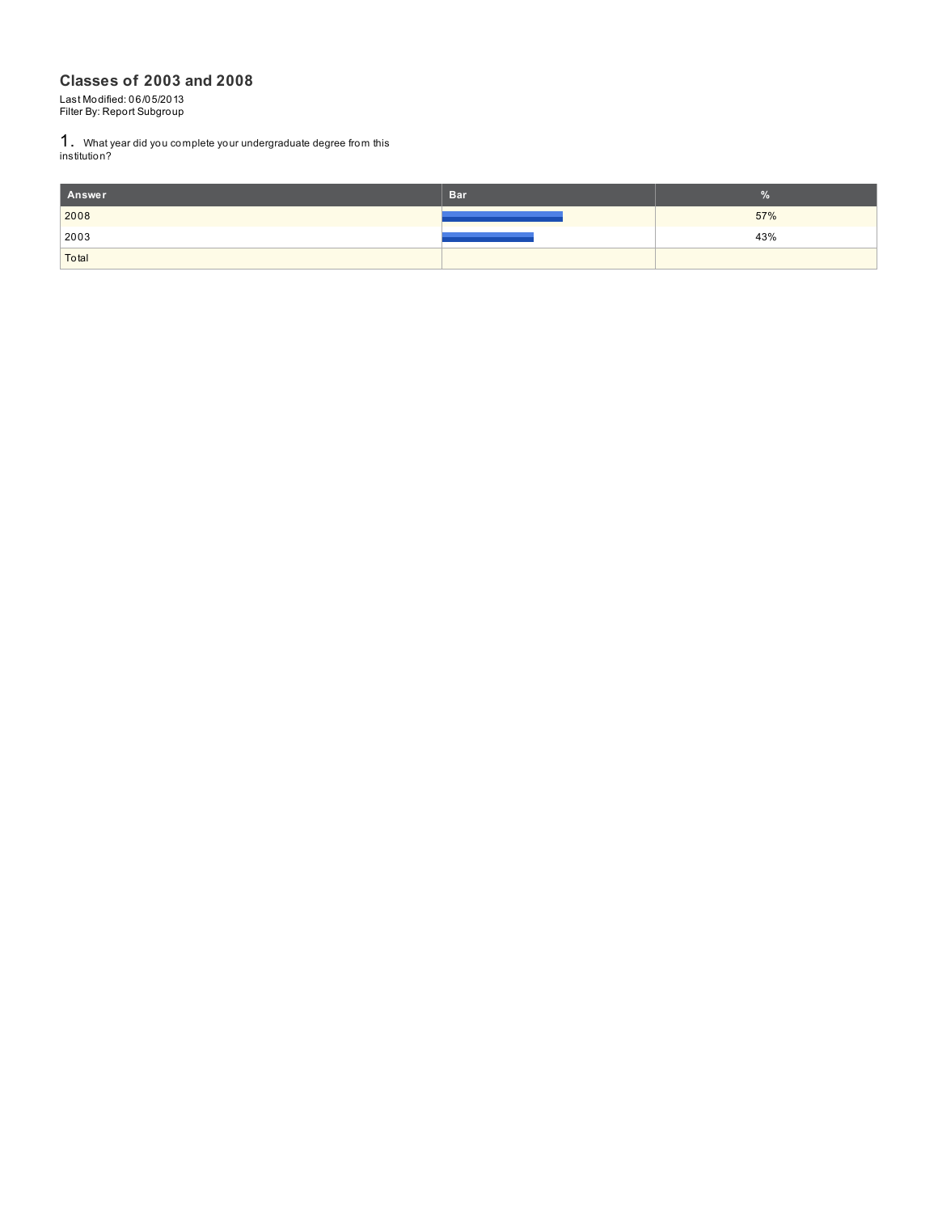# Classes of 2003 and 2008

Last Modified: 06/05/2013
Filter By: Report Subgroup

## 1. What year did you complete your undergraduate degree from this institution?

| Answer | Bar | % |
| --- | --- | --- |
| 2008 | | 57% |
| 2003 | | 43% |
| Total | | |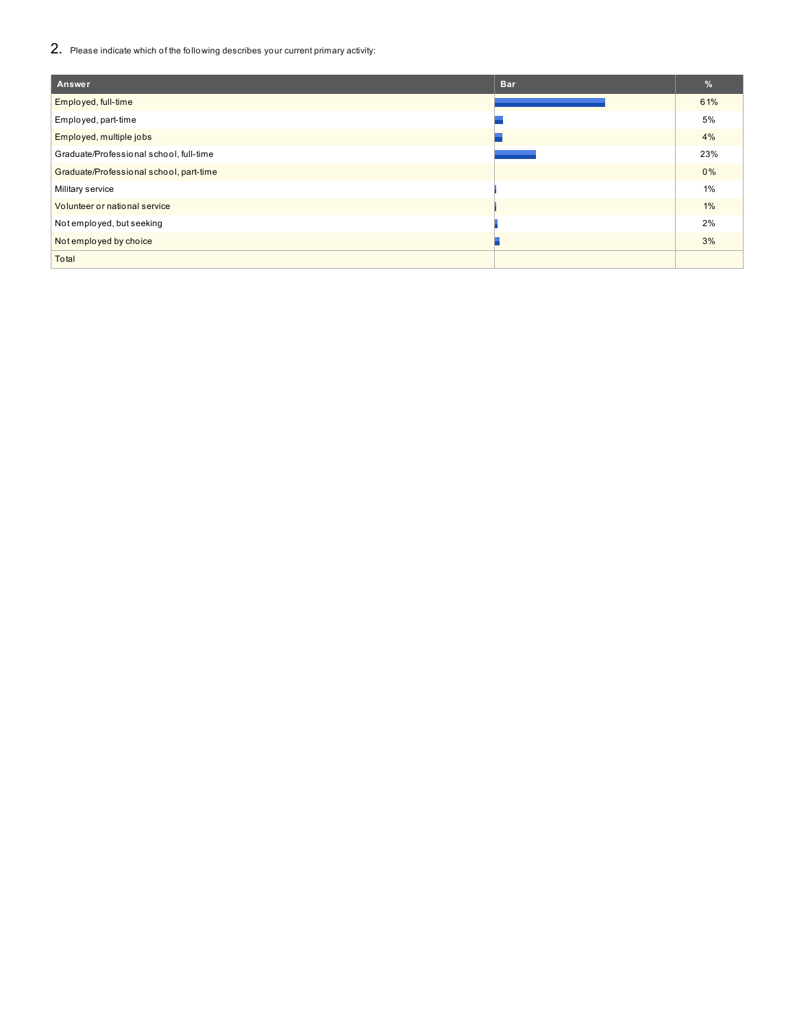## 2. Please indicate which of the following describes your current primary activity:

| Answer | Bar | % |
|---|---|---|
| Employed, full-time | | 61% |
| Employed, part-time | | 5% |
| Employed, multiple jobs | | 4% |
| Graduate/Professional school, full-time | | 23% |
| Graduate/Professional school, part-time | | 0% |
| Military service | | 1% |
| Volunteer or national service | | 1% |
| Not employed, but seeking | | 2% |
| Not employed by choice | | 3% |
| Total | | |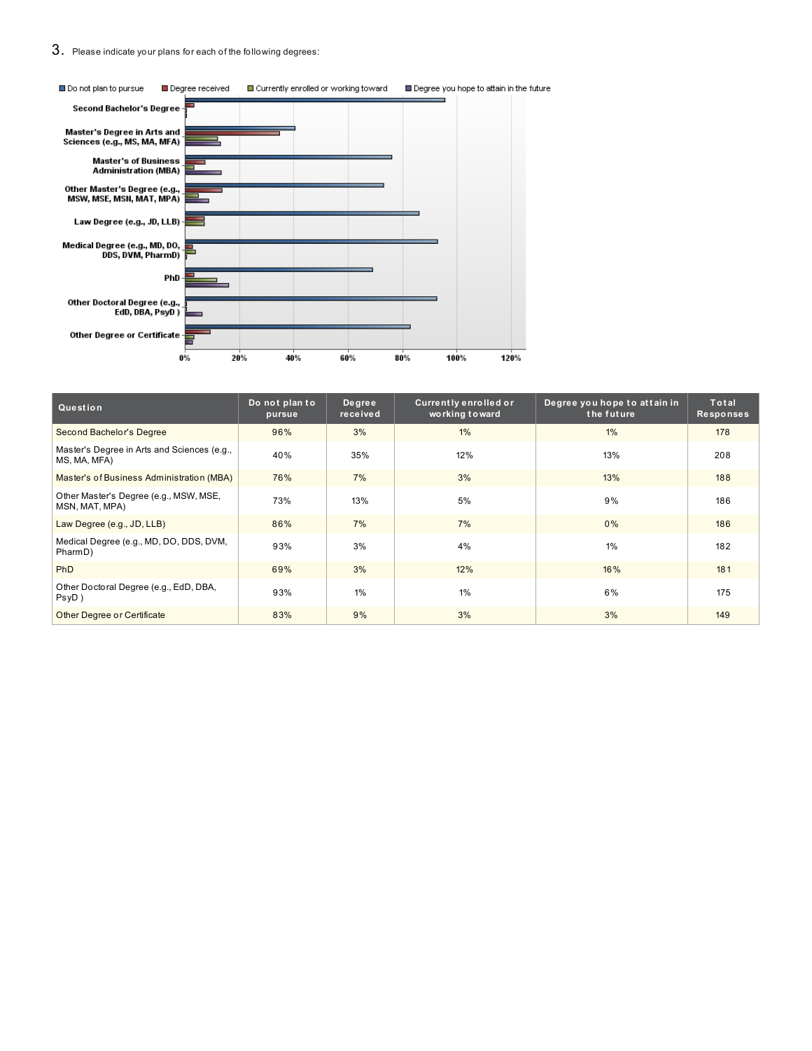3. Please indicate your plans for each of the following degrees:

Do not plan to pursue
Degree received
Currently enrolled or working toward
Degree you hope to attain in the future

Second Bachelor's Degree
Master's Degree in Arts and Sciences (e.g., MS, MA, MFA)
Master's of Business Administration (MBA)
Other Master's Degree (e.g., MSW, MSE, MSN, MAT, MPA)
Law Degree (e.g., JD, LLB)
Medical Degree (e.g., MD, DO, DDS, DVM, PharmD)
PhD
Other Doctoral Degree (e.g., EdD, DBA, PsyD )
Other Degree or Certificate

0%
20%
40%
60%
80%
100%
120%

| Question | Do not plan to pursue | Degree received | Currently enrolled or working toward | Degree you hope to attain in the future | Total Responses |
|---|---|---|---|---|---|
| Second Bachelor's Degree | 96% | 3% | 1% | 1% | 178 |
| Master's Degree in Arts and Sciences (e.g., MS, MA, MFA) | 40% | 35% | 12% | 13% | 208 |
| Master's of Business Administration (MBA) | 76% | 7% | 3% | 13% | 188 |
| Other Master's Degree (e.g., MSW, MSE, MSN, MAT, MPA) | 73% | 13% | 5% | 9% | 186 |
| Law Degree (e.g., JD, LLB) | 86% | 7% | 7% | 0% | 186 |
| Medical Degree (e.g., MD, DO, DDS, DVM, PharmD) | 93% | 3% | 4% | 1% | 182 |
| PhD | 69% | 3% | 12% | 16% | 181 |
| Other Doctoral Degree (e.g., EdD, DBA, PsyD ) | 93% | 1% | 1% | 6% | 175 |
| Other Degree or Certificate | 83% | 9% | 3% | 3% | 149 |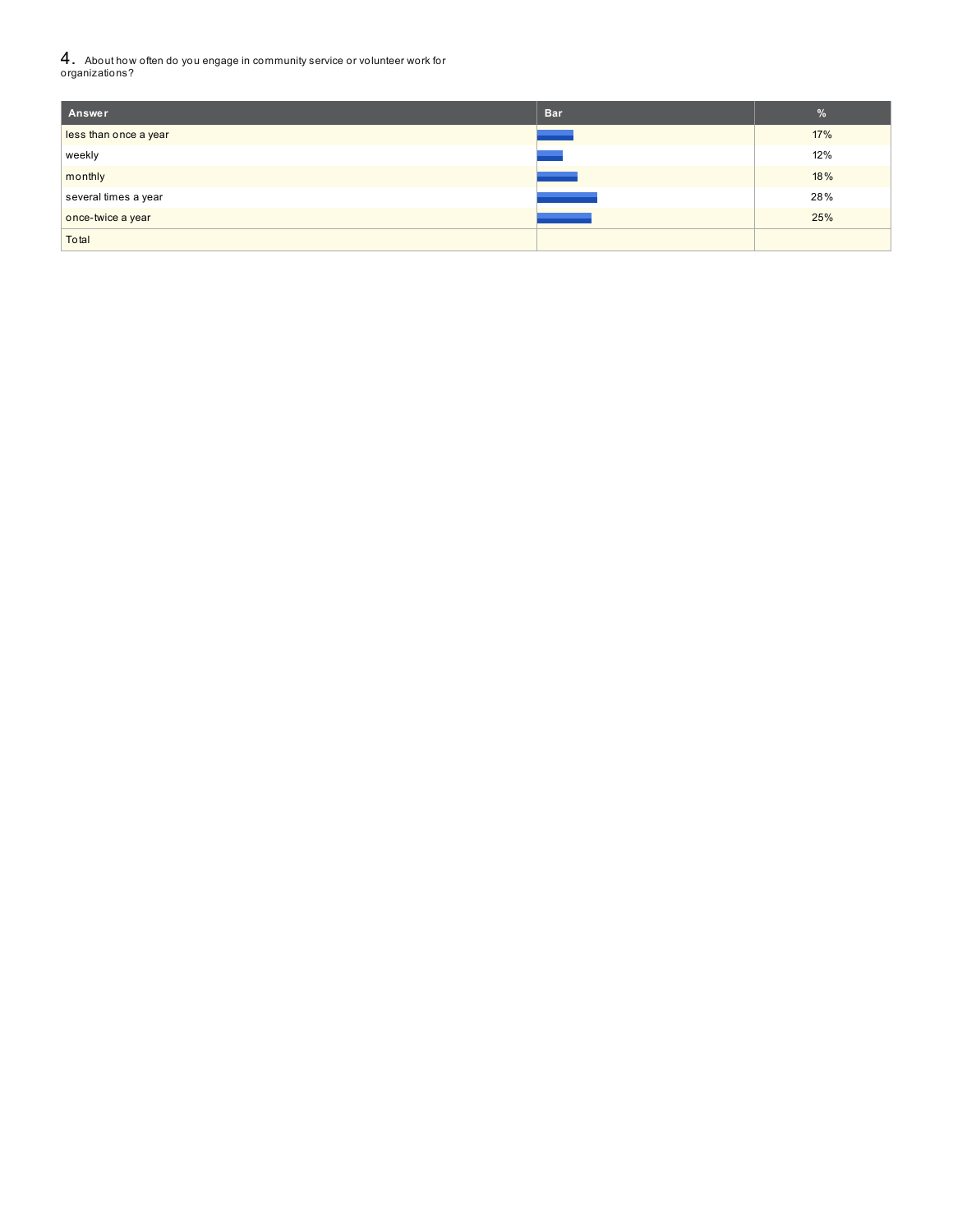4. About how often do you engage in community service or volunteer work for organizations?

| Answer | Bar | % |
|---|---|---|
| less than once a year | | 17% |
| weekly | | 12% |
| monthly | | 18% |
| several times a year | | 28% |
| once-twice a year | | 25% |
| Total | | |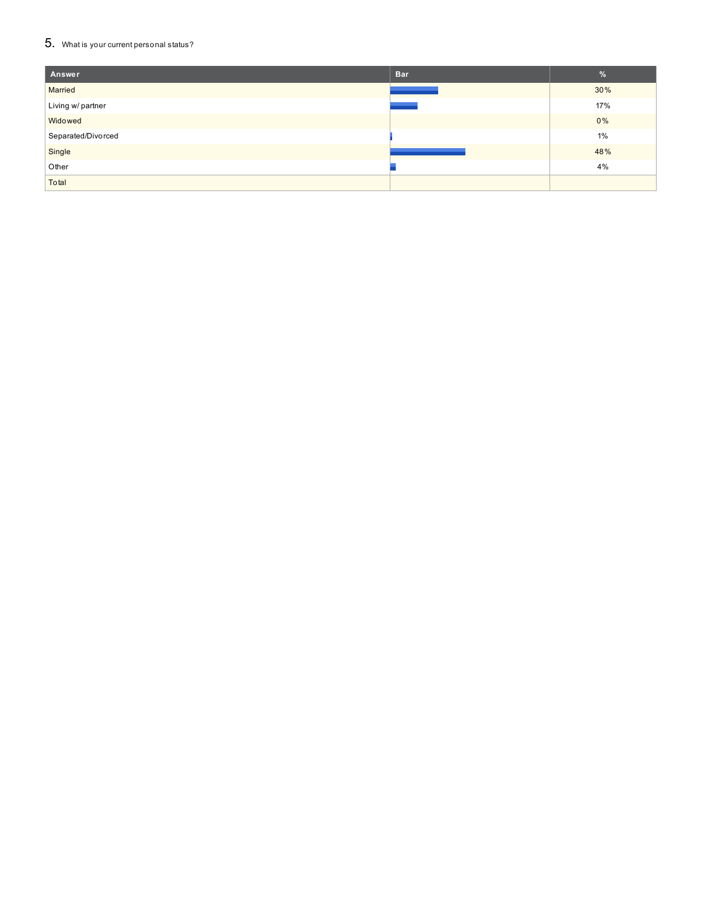5. What is your current personal status?

| Answer | Bar | % |
|---|---|---|
| Married | | 30% |
| Living w/ partner | | 17% |
| Widowed | | 0% |
| Separated/Divorced | | 1% |
| Single | | 48% |
| Other | | 4% |
| Total | | |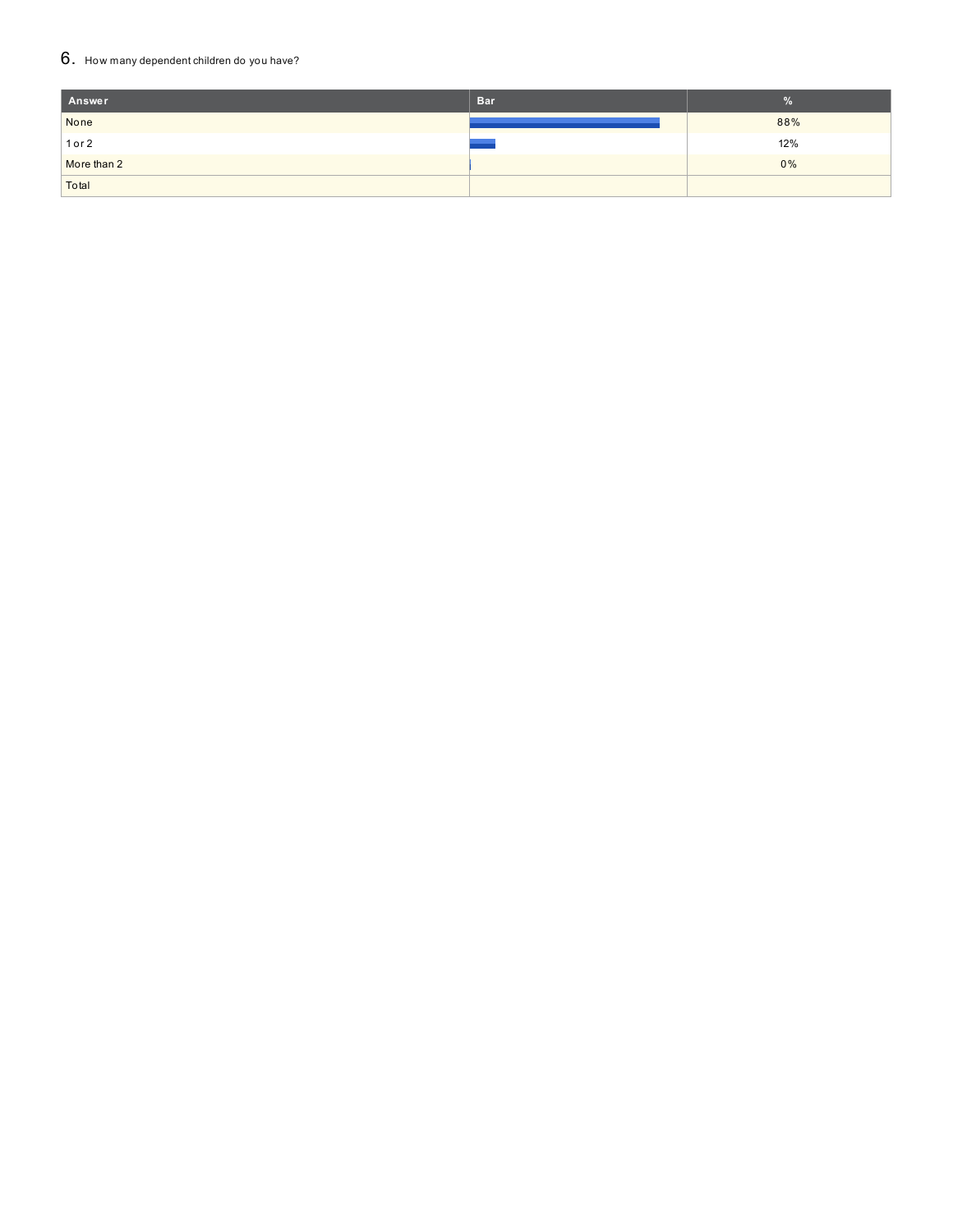6. How many dependent children do you have?

| Answer | Bar | % |
|---|---|---|
| None | | 88% |
| 1 or 2 | | 12% |
| More than 2 | | 0% |
| Total | | |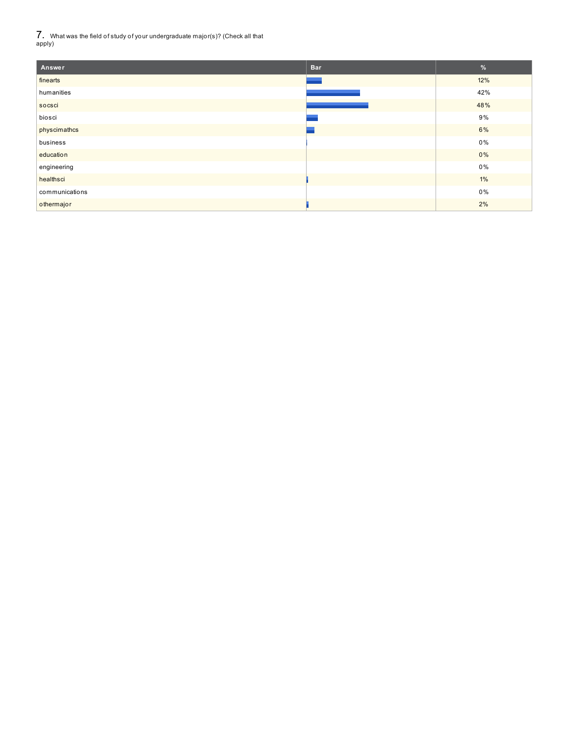7. What was the field of study of your undergraduate major(s)? (Check all that apply)

| Answer | Bar | % |
|---|---|---|
| finearts | | 12% |
| humanities | | 42% |
| socsci | | 48% |
| biosci | | 9% |
| physcimathcs | | 6% |
| business | | 0% |
| education | | 0% |
| engineering | | 0% |
| healthsci | | 1% |
| communications | | 0% |
| othermajor | | 2% |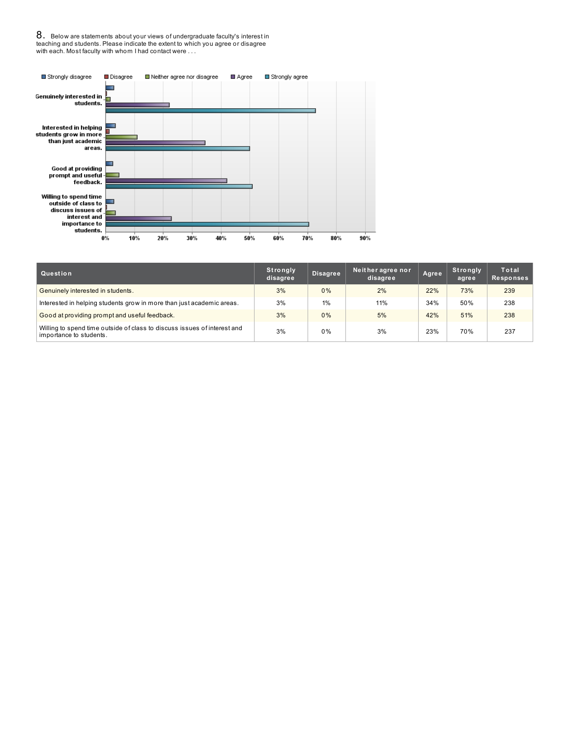8. Below are statements about your views of undergraduate faculty's interest in teaching and students. Please indicate the extent to which you agree or disagree with each. Most faculty with whom I had contact were . . .

Strongly disagree
Disagree
Neither agree nor disagree
Agree
Strongly agree

Genuinely interested in students.
Interested in helping students grow in more than just academic areas.
Good at providing prompt and useful feedback.
Willing to spend time outside of class to discuss issues of interest and importance to students.

0%
10%
20%
30%
40%
50%
60%
70%
80%
90%

| Question | Strongly disagree | Disagree | Neither agree nor disagree | Agree | Strongly agree | Total Responses |
|---|---|---|---|---|---|---|
| Genuinely interested in students. | 3% | 0% | 2% | 22% | 73% | 239 |
| Interested in helping students grow in more than just academic areas. | 3% | 1% | 11% | 34% | 50% | 238 |
| Good at providing prompt and useful feedback. | 3% | 0% | 5% | 42% | 51% | 238 |
| Willing to spend time outside of class to discuss issues of interest and importance to students. | 3% | 0% | 3% | 23% | 70% | 237 |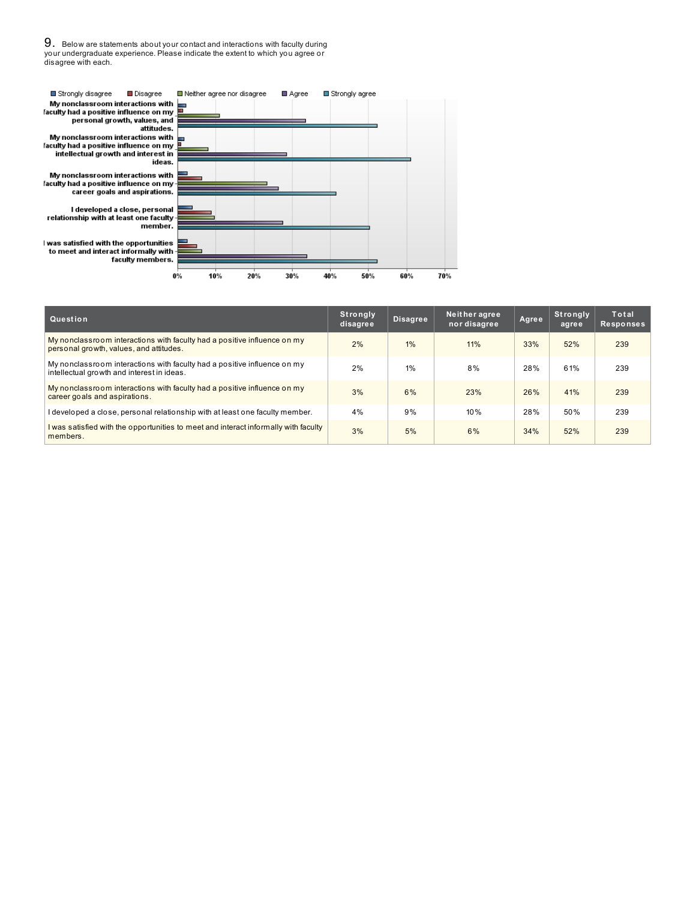9. Below are statements about your contact and interactions with faculty during your undergraduate experience. Please indicate the extent to which you agree or disagree with each.

Strongly disagree
Disagree
Neither agree nor disagree
Agree
Strongly agree

My nonclassroom interactions with faculty had a positive influence on my personal growth, values, and attitudes.
My nonclassroom interactions with faculty had a positive influence on my intellectual growth and interest in ideas.
My nonclassroom interactions with faculty had a positive influence on my career goals and aspirations.
I developed a close, personal relationship with at least one faculty member.
I was satisfied with the opportunities to meet and interact informally with faculty members.

0% 10% 20% 30% 40% 50% 60% 70%

| Question | Strongly disagree | Disagree | Neither agree nor disagree | Agree | Strongly agree | Total Responses |
|---|---|---|---|---|---|---|
| My nonclassroom interactions with faculty had a positive influence on my personal growth, values, and attitudes. | 2% | 1% | 11% | 33% | 52% | 239 |
| My nonclassroom interactions with faculty had a positive influence on my intellectual growth and interest in ideas. | 2% | 1% | 8% | 28% | 61% | 239 |
| My nonclassroom interactions with faculty had a positive influence on my career goals and aspirations. | 3% | 6% | 23% | 26% | 41% | 239 |
| I developed a close, personal relationship with at least one faculty member. | 4% | 9% | 10% | 28% | 50% | 239 |
| I was satisfied with the opportunities to meet and interact informally with faculty members. | 3% | 5% | 6% | 34% | 52% | 239 |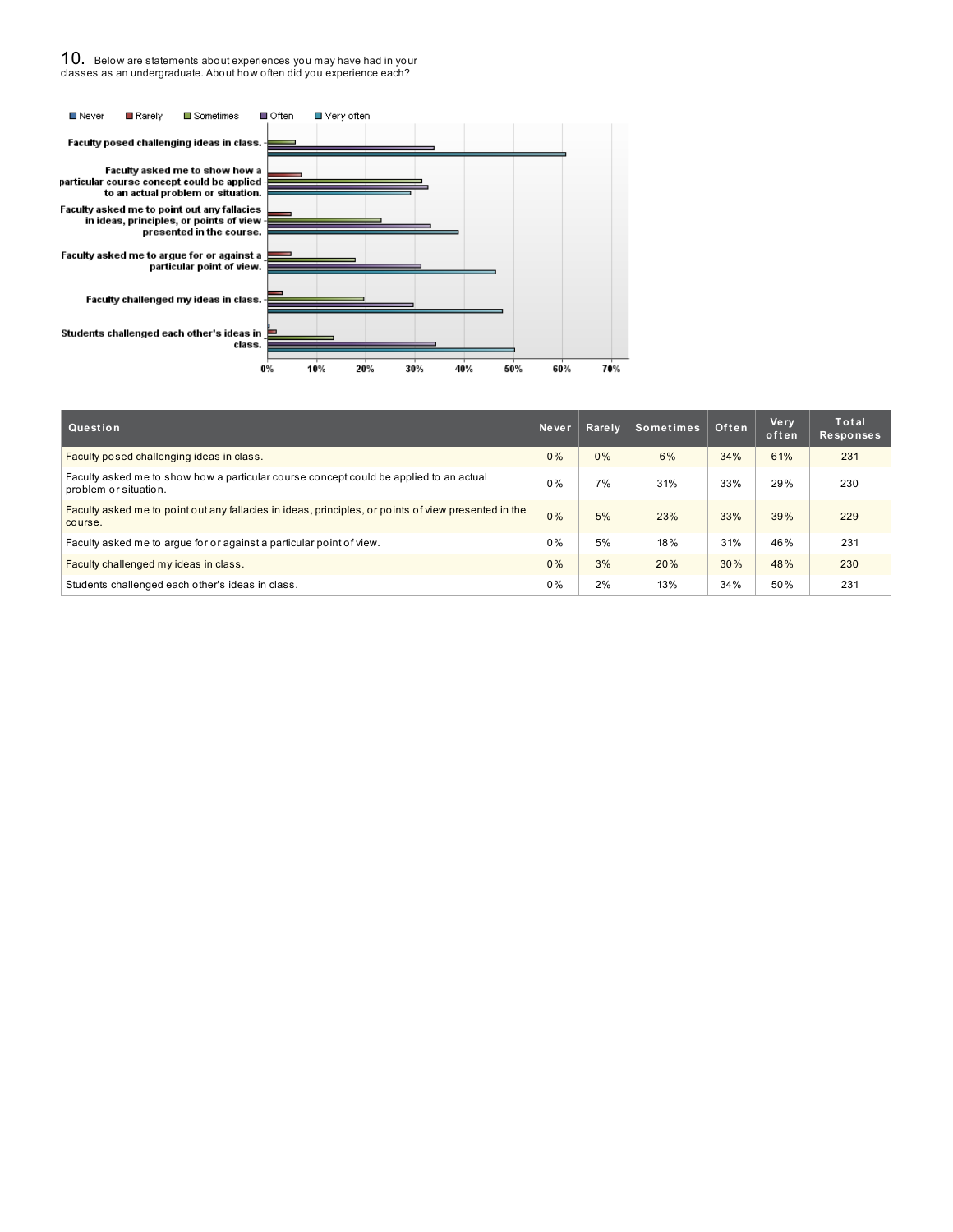10. Below are statements about experiences you may have had in your classes as an undergraduate. About how often did you experience each?

Never Rarely Sometimes Often Very often

Faculty posed challenging ideas in class.

Faculty asked me to show how a particular course concept could be applied to an actual problem or situation.

Faculty asked me to point out any fallacies in ideas, principles, or points of view presented in the course.

Faculty asked me to argue for or against a particular point of view.

Faculty challenged my ideas in class.

Students challenged each other's ideas in class.

0% 10% 20% 30% 40% 50% 60% 70%

| Question | Never | Rarely | Sometimes | Often | Very often | Total Responses |
|---|---|---|---|---|---|---|
| Faculty posed challenging ideas in class. | 0% | 0% | 6% | 34% | 61% | 231 |
| Faculty asked me to show how a particular course concept could be applied to an actual problem or situation. | 0% | 7% | 31% | 33% | 29% | 230 |
| Faculty asked me to point out any fallacies in ideas, principles, or points of view presented in the course. | 0% | 5% | 23% | 33% | 39% | 229 |
| Faculty asked me to argue for or against a particular point of view. | 0% | 5% | 18% | 31% | 46% | 231 |
| Faculty challenged my ideas in class. | 0% | 3% | 20% | 30% | 48% | 230 |
| Students challenged each other's ideas in class. | 0% | 2% | 13% | 34% | 50% | 231 |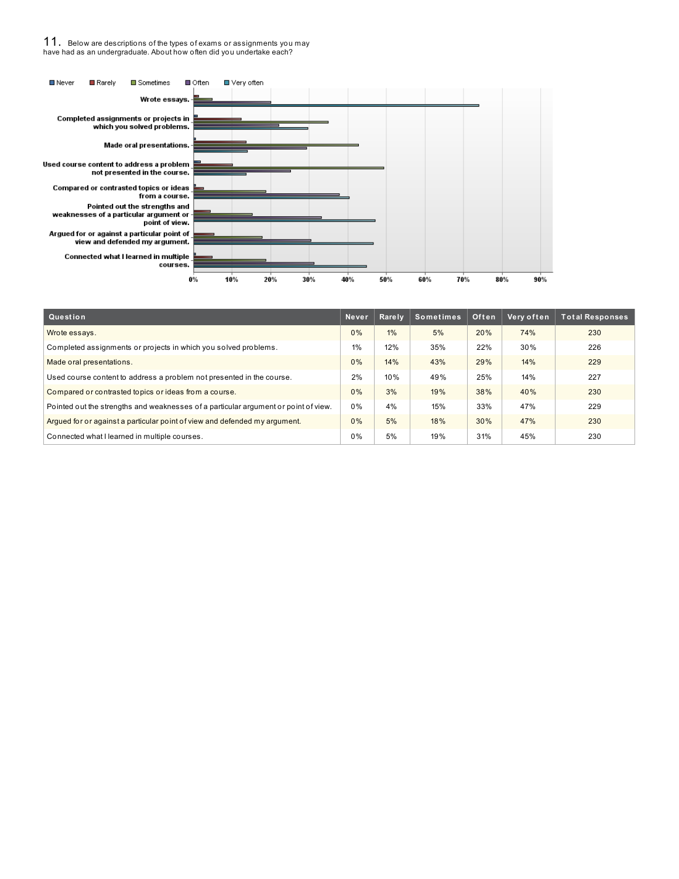11. Below are descriptions of the types of exams or assignments you may have had as an undergraduate. About how often did you undertake each?

| Question | Never | Rarely | Sometimes | Often | Very often | Total Responses |
| --- | --- | --- | --- | --- | --- | --- |
| Wrote essays. | 0% | 1% | 5% | 20% | 74% | 230 |
| Completed assignments or projects in which you solved problems. | 1% | 12% | 35% | 22% | 30% | 226 |
| Made oral presentations. | 0% | 14% | 43% | 29% | 14% | 229 |
| Used course content to address a problem not presented in the course. | 2% | 10% | 49% | 25% | 14% | 227 |
| Compared or contrasted topics or ideas from a course. | 0% | 3% | 19% | 38% | 40% | 230 |
| Pointed out the strengths and weaknesses of a particular argument or point of view. | 0% | 4% | 15% | 33% | 47% | 229 |
| Argued for or against a particular point of view and defended my argument. | 0% | 5% | 18% | 30% | 47% | 230 |
| Connected what I learned in multiple courses. | 0% | 5% | 19% | 31% | 45% | 230 |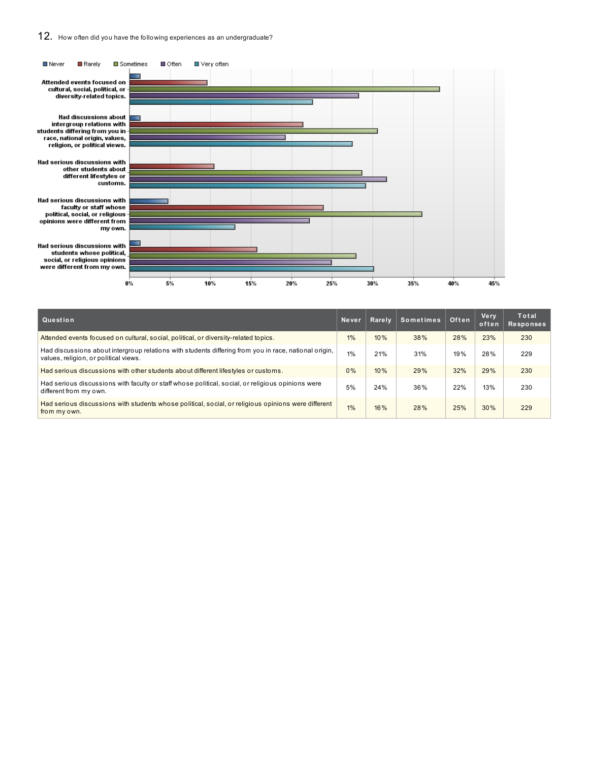## 12. How often did you have the following experiences as an undergraduate?

Never
Rarely
Sometimes
Often
Very often

Attended events focused on cultural, social, political, or diversity-related topics.

Had discussions about intergroup relations with students differing from you in race, national origin, values, religion, or political views.

Had serious discussions with other students about different lifestyles or customs.

Had serious discussions with faculty or staff whose political, social, or religious opinions were different from my own.

Had serious discussions with students whose political, social, or religious opinions were different from my own.

0%
5%
10%
15%
20%
25%
30%
35%
40%
45%

| Question | Never | Rarely | Sometimes | Often | Very often | Total Responses |
|---|---|---|---|---|---|---|
| Attended events focused on cultural, social, political, or diversity-related topics. | 1% | 10% | 38% | 28% | 23% | 230 |
| Had discussions about intergroup relations with students differing from you in race, national origin, values, religion, or political views. | 1% | 21% | 31% | 19% | 28% | 229 |
| Had serious discussions with other students about different lifestyles or customs. | 0% | 10% | 29% | 32% | 29% | 230 |
| Had serious discussions with faculty or staff whose political, social, or religious opinions were different from my own. | 5% | 24% | 36% | 22% | 13% | 230 |
| Had serious discussions with students whose political, social, or religious opinions were different from my own. | 1% | 16% | 28% | 25% | 30% | 229 |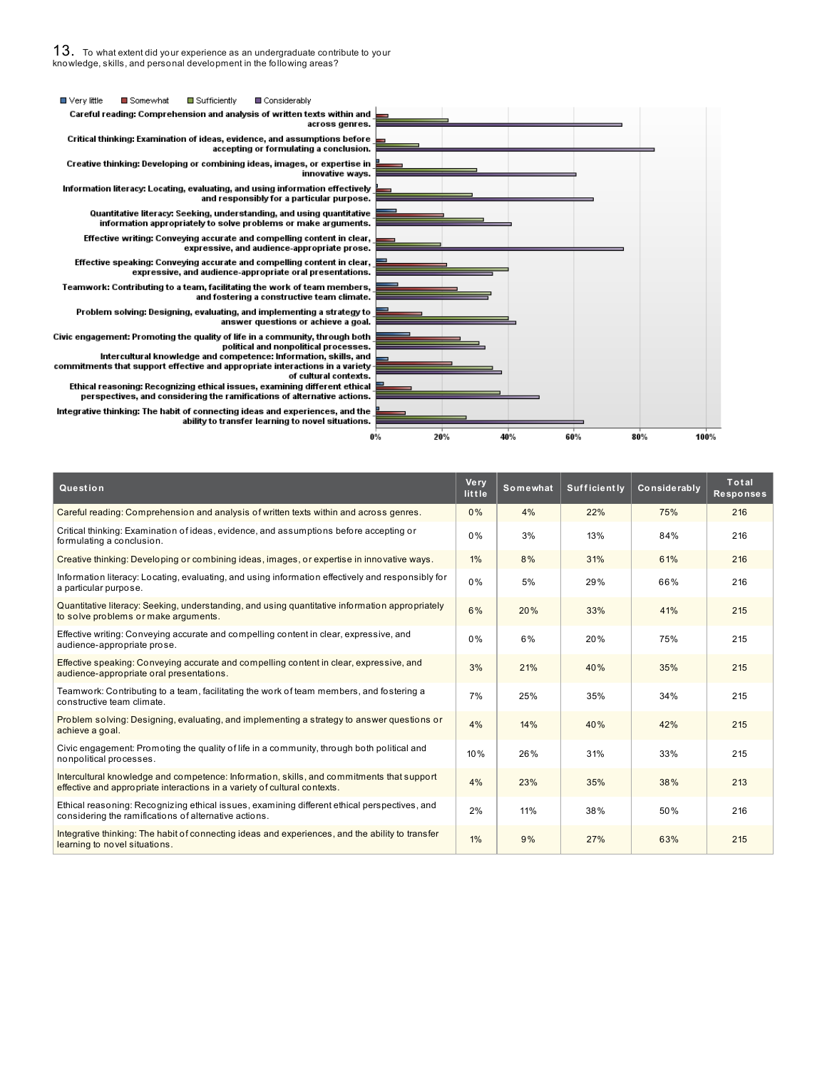13. To what extent did your experience as an undergraduate contribute to your knowledge, skills, and personal development in the following areas?

Very little
Somewhat
Sufficiently
Considerably

Careful reading: Comprehension and analysis of written texts within and across genres.
Critical thinking: Examination of ideas, evidence, and assumptions before accepting or formulating a conclusion.
Creative thinking: Developing or combining ideas, images, or expertise in innovative ways.
Information literacy: Locating, evaluating, and using information effectively and responsibly for a particular purpose.
Quantitative literacy: Seeking, understanding, and using quantitative information appropriately to solve problems or make arguments.
Effective writing: Conveying accurate and compelling content in clear, expressive, and audience-appropriate prose.
Effective speaking: Conveying accurate and compelling content in clear, expressive, and audience-appropriate oral presentations.
Teamwork: Contributing to a team, facilitating the work of team members, and fostering a constructive team climate.
Problem solving: Designing, evaluating, and implementing a strategy to answer questions or achieve a goal.
Civic engagement: Promoting the quality of life in a community, through both political and nonpolitical processes.
Intercultural knowledge and competence: Information, skills, and commitments that support effective and appropriate interactions in a variety of cultural contexts.
Ethical reasoning: Recognizing ethical issues, examining different ethical perspectives, and considering the ramifications of alternative actions.
Integrative thinking: The habit of connecting ideas and experiences, and the ability to transfer learning to novel situations.

0% 20% 40% 60% 80% 100%

| Question | Very little | Somewhat | Sufficiently | Considerably | Total Responses |
|---|---|---|---|---|---|
| Careful reading: Comprehension and analysis of written texts within and across genres. | 0% | 4% | 22% | 75% | 216 |
| Critical thinking: Examination of ideas, evidence, and assumptions before accepting or formulating a conclusion. | 0% | 3% | 13% | 84% | 216 |
| Creative thinking: Developing or combining ideas, images, or expertise in innovative ways. | 1% | 8% | 31% | 61% | 216 |
| Information literacy: Locating, evaluating, and using information effectively and responsibly for a particular purpose. | 0% | 5% | 29% | 66% | 216 |
| Quantitative literacy: Seeking, understanding, and using quantitative information appropriately to solve problems or make arguments. | 6% | 20% | 33% | 41% | 215 |
| Effective writing: Conveying accurate and compelling content in clear, expressive, and audience-appropriate prose. | 0% | 6% | 20% | 75% | 215 |
| Effective speaking: Conveying accurate and compelling content in clear, expressive, and audience-appropriate oral presentations. | 3% | 21% | 40% | 35% | 215 |
| Teamwork: Contributing to a team, facilitating the work of team members, and fostering a constructive team climate. | 7% | 25% | 35% | 34% | 215 |
| Problem solving: Designing, evaluating, and implementing a strategy to answer questions or achieve a goal. | 4% | 14% | 40% | 42% | 215 |
| Civic engagement: Promoting the quality of life in a community, through both political and nonpolitical processes. | 10% | 26% | 31% | 33% | 215 |
| Intercultural knowledge and competence: Information, skills, and commitments that support effective and appropriate interactions in a variety of cultural contexts. | 4% | 23% | 35% | 38% | 213 |
| Ethical reasoning: Recognizing ethical issues, examining different ethical perspectives, and considering the ramifications of alternative actions. | 2% | 11% | 38% | 50% | 216 |
| Integrative thinking: The habit of connecting ideas and experiences, and the ability to transfer learning to novel situations. | 1% | 9% | 27% | 63% | 215 |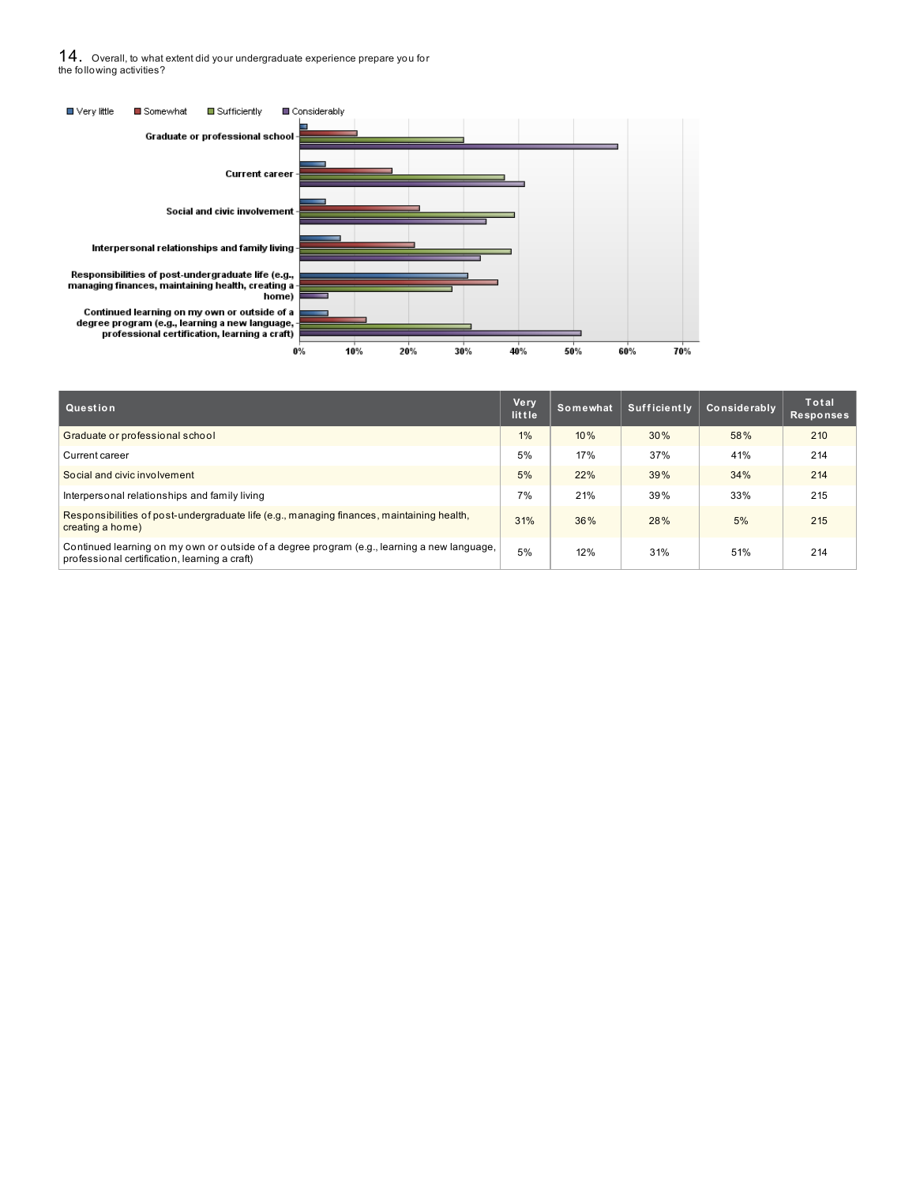## 14. Overall, to what extent did your undergraduate experience prepare you for the following activities?

Very little
Somewhat
Sufficiently
Considerably

Graduate or professional school
Current career
Social and civic involvement
Interpersonal relationships and family living
Responsibilities of post-undergraduate life (e.g., managing finances, maintaining health, creating a home)
Continued learning on my own or outside of a degree program (e.g., learning a new language, professional certification, learning a craft)

0% 10% 20% 30% 40% 50% 60% 70%

| Question | Very little | Somewhat | Sufficiently | Considerably | Total Responses |
|---|---|---|---|---|---|
| Graduate or professional school | 1% | 10% | 30% | 58% | 210 |
| Current career | 5% | 17% | 37% | 41% | 214 |
| Social and civic involvement | 5% | 22% | 39% | 34% | 214 |
| Interpersonal relationships and family living | 7% | 21% | 39% | 33% | 215 |
| Responsibilities of post-undergraduate life (e.g., managing finances, maintaining health, creating a home) | 31% | 36% | 28% | 5% | 215 |
| Continued learning on my own or outside of a degree program (e.g., learning a new language, professional certification, learning a craft) | 5% | 12% | 31% | 51% | 214 |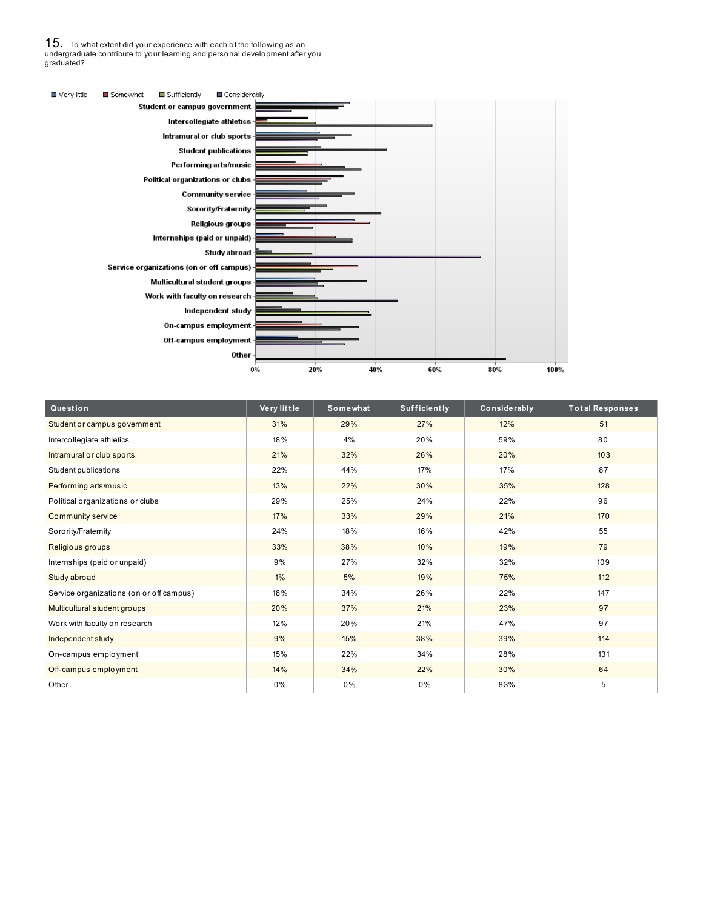15. To what extent did your experience with each of the following as an undergraduate contribute to your learning and personal development after you graduated?

Very little
Somewhat
Sufficiently
Considerably

Student or campus government
Intercollegiate athletics
Intramural or club sports
Student publications
Performing arts/music
Political organizations or clubs
Community service
Sorority/Fraternity
Religious groups
Internships (paid or unpaid)
Study abroad
Service organizations (on or off campus)
Multicultural student groups
Work with faculty on research
Independent study
On-campus employment
Off-campus employment
Other

0% 20% 40% 60% 80% 100%

| Question | Very little | Somewhat | Sufficiently | Considerably | Total Responses |
|---|---|---|---|---|---|
| Student or campus government | 31% | 29% | 27% | 12% | 51 |
| Intercollegiate athletics | 18% | 4% | 20% | 59% | 80 |
| Intramural or club sports | 21% | 32% | 26% | 20% | 103 |
| Student publications | 22% | 44% | 17% | 17% | 87 |
| Performing arts/music | 13% | 22% | 30% | 35% | 128 |
| Political organizations or clubs | 29% | 25% | 24% | 22% | 96 |
| Community service | 17% | 33% | 29% | 21% | 170 |
| Sorority/Fraternity | 24% | 18% | 16% | 42% | 55 |
| Religious groups | 33% | 38% | 10% | 19% | 79 |
| Internships (paid or unpaid) | 9% | 27% | 32% | 32% | 109 |
| Study abroad | 1% | 5% | 19% | 75% | 112 |
| Service organizations (on or off campus) | 18% | 34% | 26% | 22% | 147 |
| Multicultural student groups | 20% | 37% | 21% | 23% | 97 |
| Work with faculty on research | 12% | 20% | 21% | 47% | 97 |
| Independent study | 9% | 15% | 38% | 39% | 114 |
| On-campus employment | 15% | 22% | 34% | 28% | 131 |
| Off-campus employment | 14% | 34% | 22% | 30% | 64 |
| Other | 0% | 0% | 0% | 83% | 5 |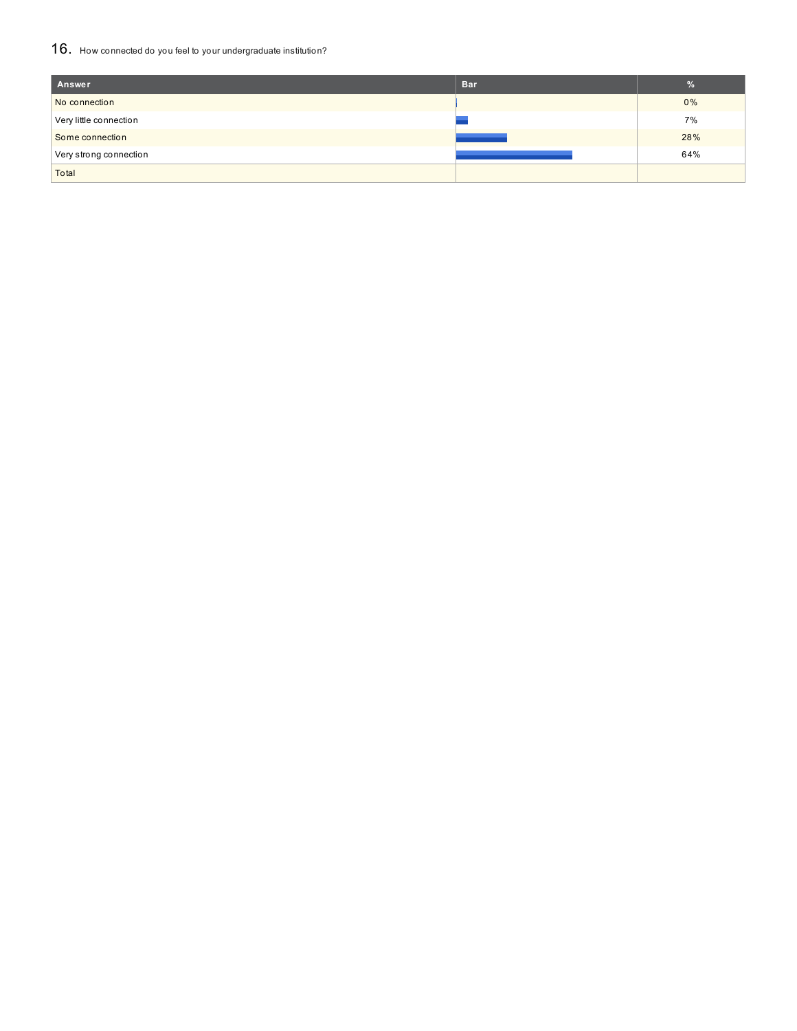## 16. How connected do you feel to your undergraduate institution?

| Answer | Bar | % |
|---|---|---|
| No connection | | 0% |
| Very little connection | | 7% |
| Some connection | | 28% |
| Very strong connection | | 64% |
| Total | | |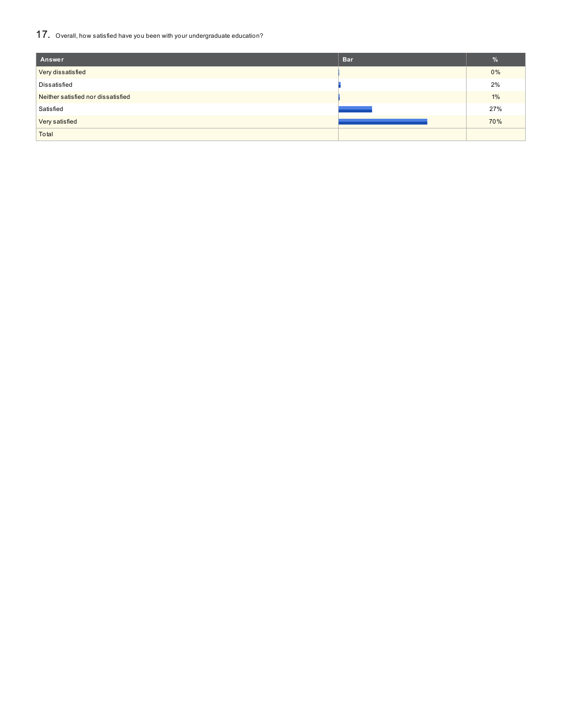## 17. Overall, how satisfied have you been with your undergraduate education?

| Answer | Bar | % |
|---|---|---|
| Very dissatisfied | | 0% |
| Dissatisfied | | 2% |
| Neither satisfied nor dissatisfied | | 1% |
| Satisfied | | 27% |
| Very satisfied | | 70% |
| Total | | |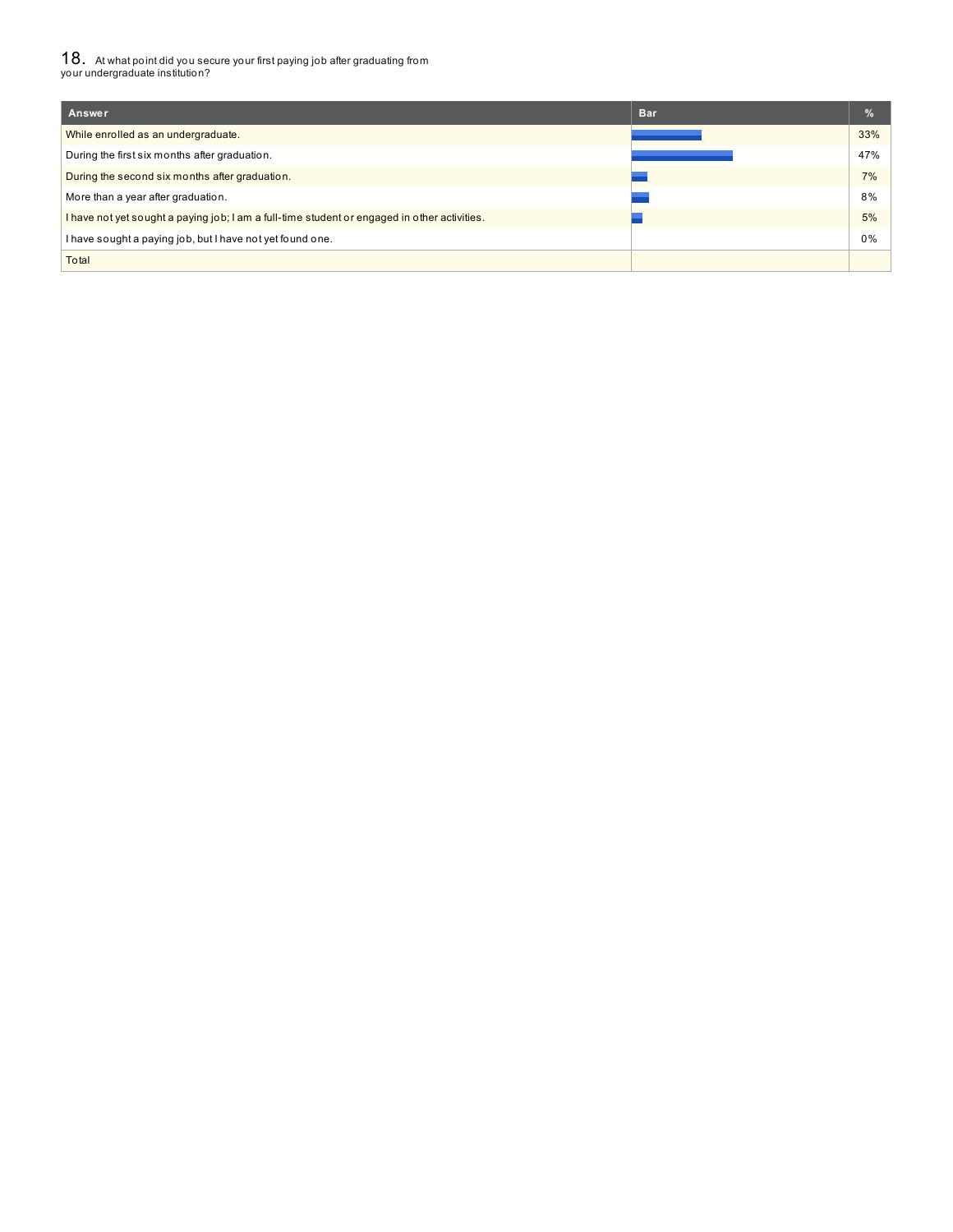## 18. At what point did you secure your first paying job after graduating from your undergraduate institution?

| Answer | Bar | % |
|---|---|---|
| While enrolled as an undergraduate. | | 33% |
| During the first six months after graduation. | | 47% |
| During the second six months after graduation. | | 7% |
| More than a year after graduation. | | 8% |
| I have not yet sought a paying job; I am a full-time student or engaged in other activities. | | 5% |
| I have sought a paying job, but I have not yet found one. | | 0% |
| Total | | |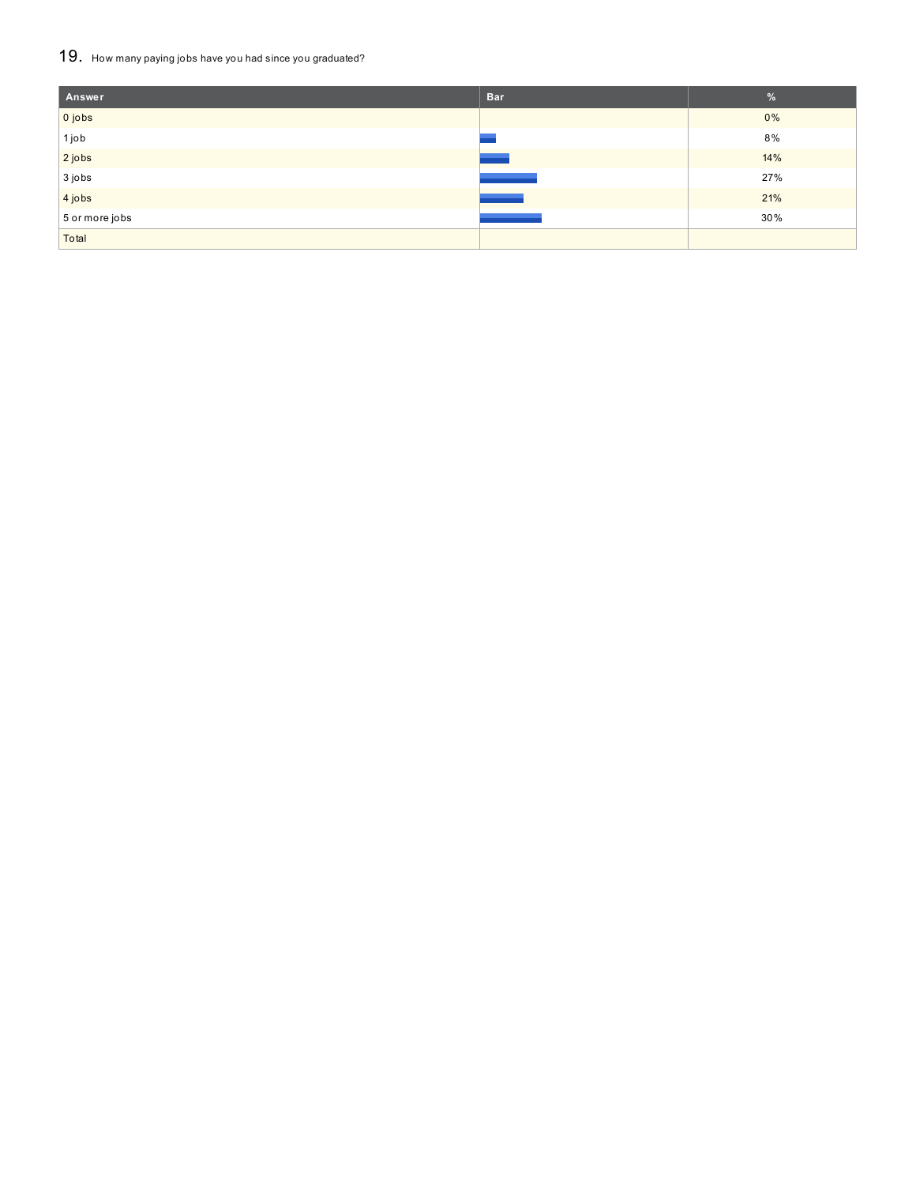## 19. How many paying jobs have you had since you graduated?

| Answer | Bar | % |
|---|---|---|
| 0 jobs | | 0% |
| 1 job | | 8% |
| 2 jobs | | 14% |
| 3 jobs | | 27% |
| 4 jobs | | 21% |
| 5 or more jobs | | 30% |
| Total | | |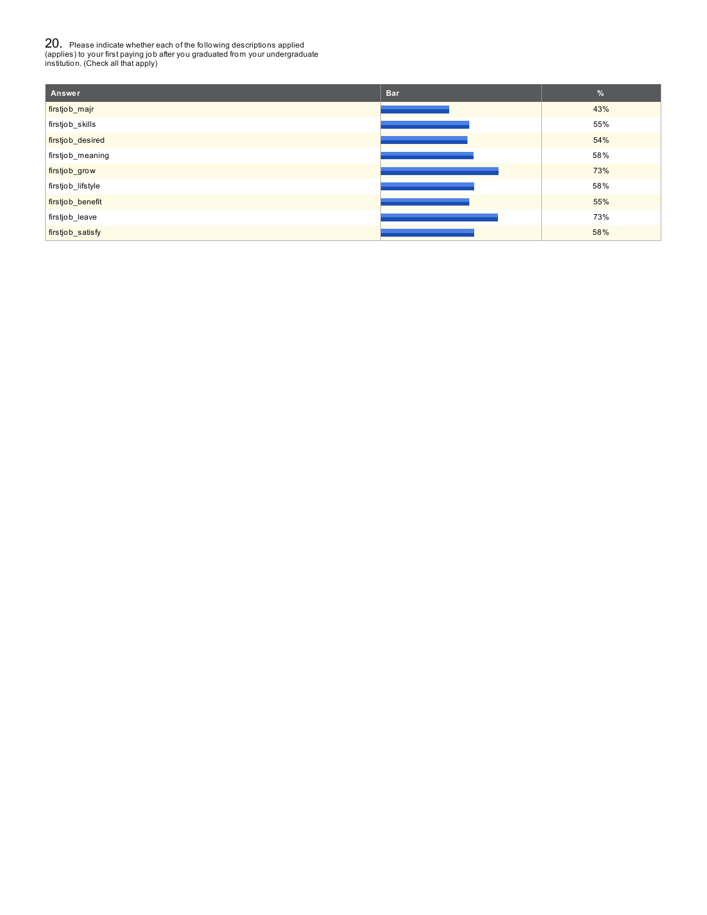20. Please indicate whether each of the following descriptions applied (applies) to your first paying job after you graduated from your undergraduate institution. (Check all that apply)

| Answer | Bar | % |
|---|---|---|
| firstjob_majr | | 43% |
| firstjob_skills | | 55% |
| firstjob_desired | | 54% |
| firstjob_meaning | | 58% |
| firstjob_grow | | 73% |
| firstjob_lifstyle | | 58% |
| firstjob_benefit | | 55% |
| firstjob_leave | | 73% |
| firstjob_satisfy | | 58% |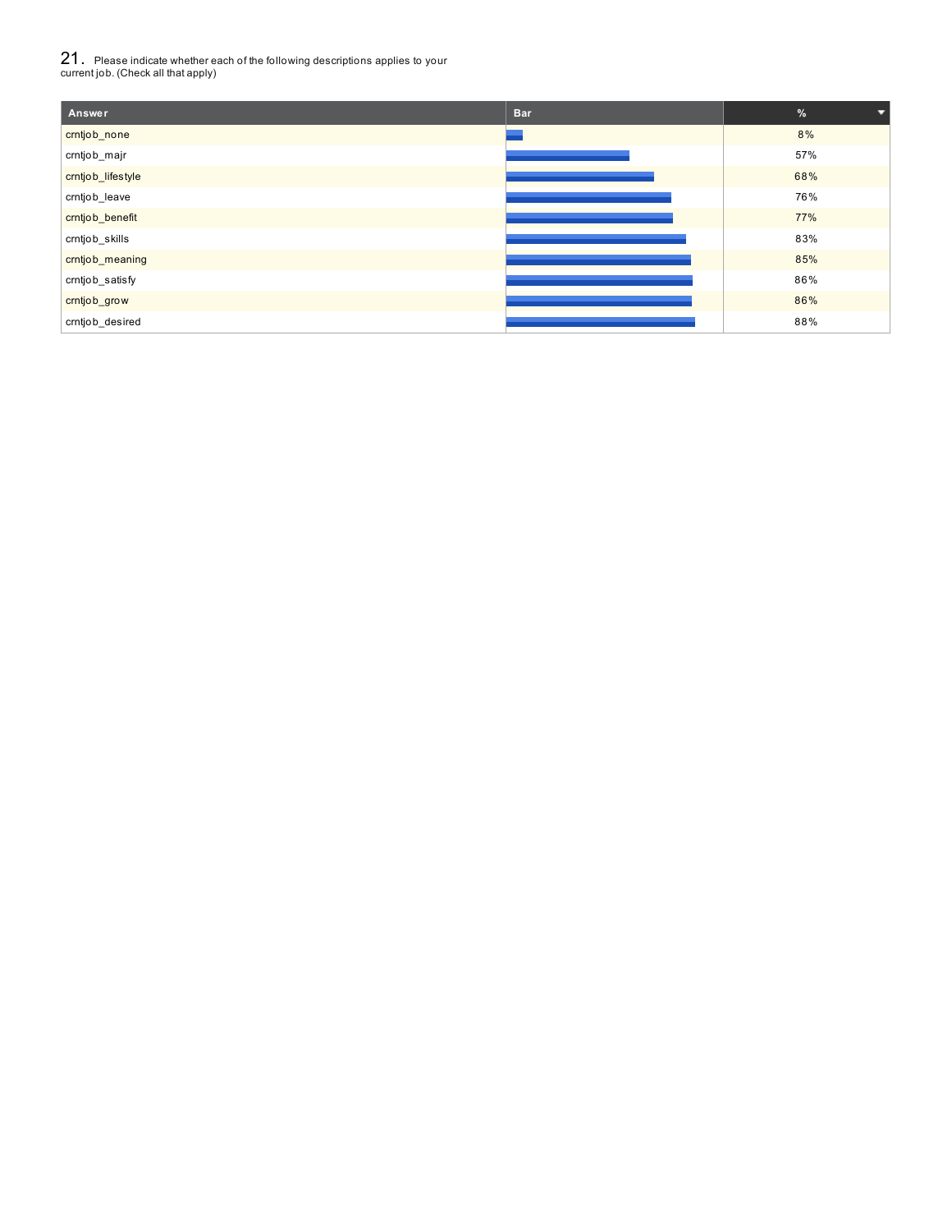21. Please indicate whether each of the following descriptions applies to your current job. (Check all that apply)

| Answer | Bar | % |
| --- | --- | --- |
| crntjob_none | | 8% |
| crntjob_majr | | 57% |
| crntjob_lifestyle | | 68% |
| crntjob_leave | | 76% |
| crntjob_benefit | | 77% |
| crntjob_skills | | 83% |
| crntjob_meaning | | 85% |
| crntjob_satisfy | | 86% |
| crntjob_grow | | 86% |
| crntjob_desired | | 88% |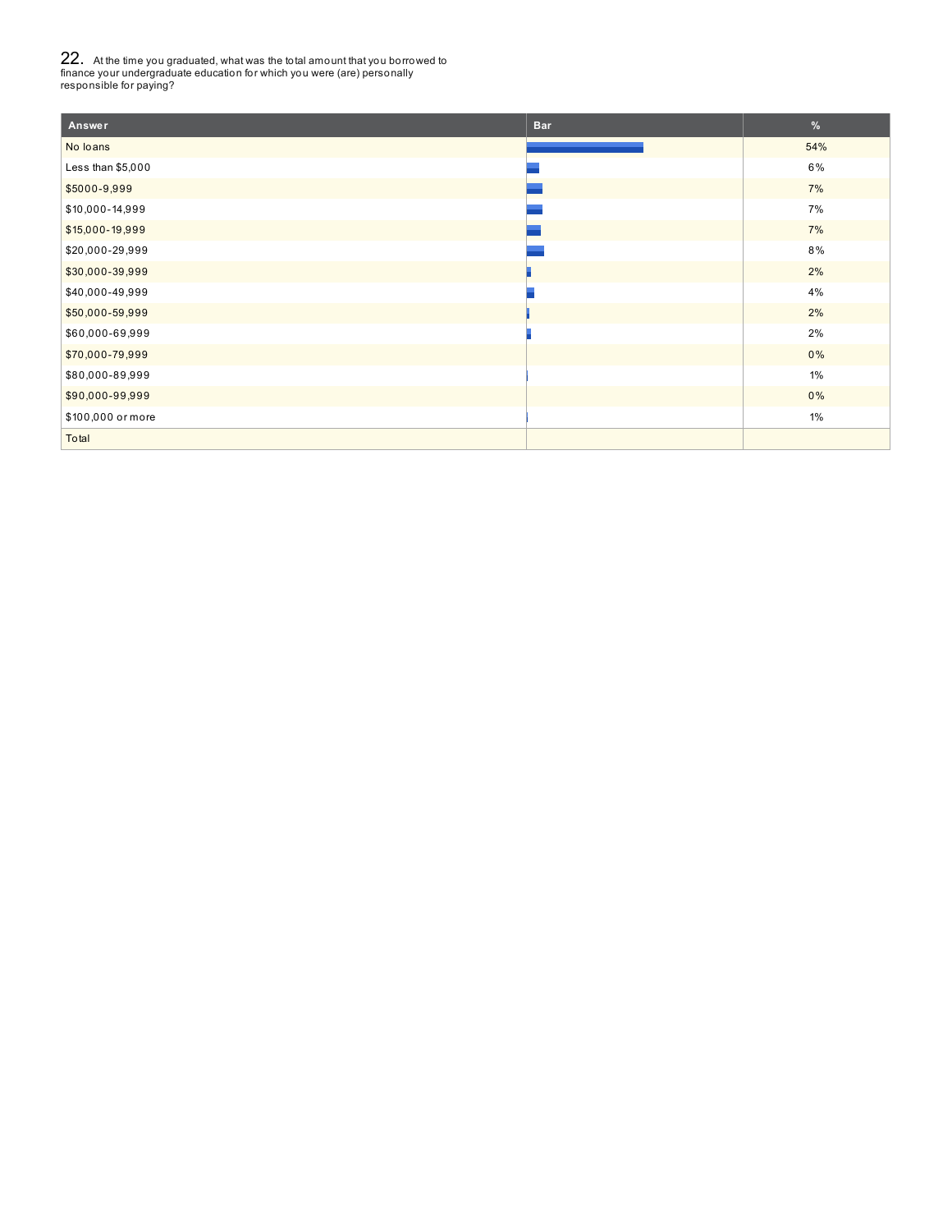22. At the time you graduated, what was the total amount that you borrowed to finance your undergraduate education for which you were (are) personally responsible for paying?

| Answer | Bar | % |
|---|---|---|
| No loans | | 54% |
| Less than $5,000 | | 6% |
| $5000-9,999 | | 7% |
| $10,000-14,999 | | 7% |
| $15,000-19,999 | | 7% |
| $20,000-29,999 | | 8% |
| $30,000-39,999 | | 2% |
| $40,000-49,999 | | 4% |
| $50,000-59,999 | | 2% |
| $60,000-69,999 | | 2% |
| $70,000-79,999 | | 0% |
| $80,000-89,999 | | 1% |
| $90,000-99,999 | | 0% |
| $100,000 or more | | 1% |
| Total | | |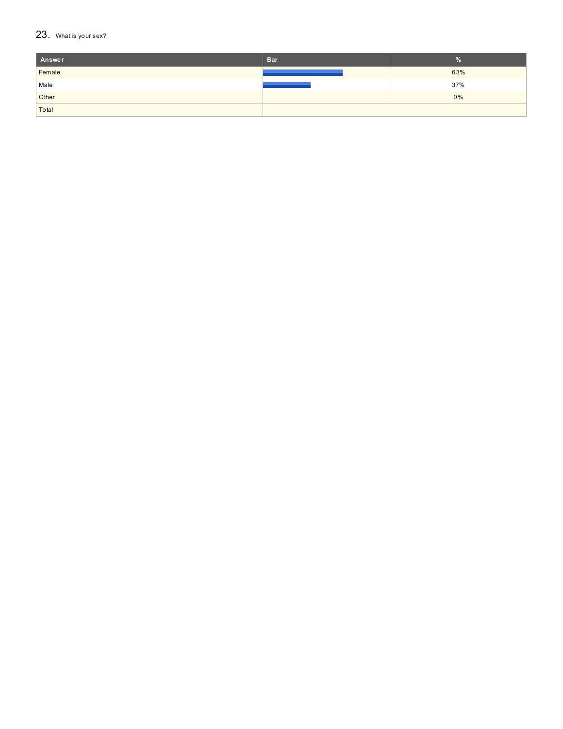## 23. What is your sex?

| Answer | Bar | % |
| --- | --- | --- |
| Female | | 63% |
| Male | | 37% |
| Other | | 0% |
| Total | | |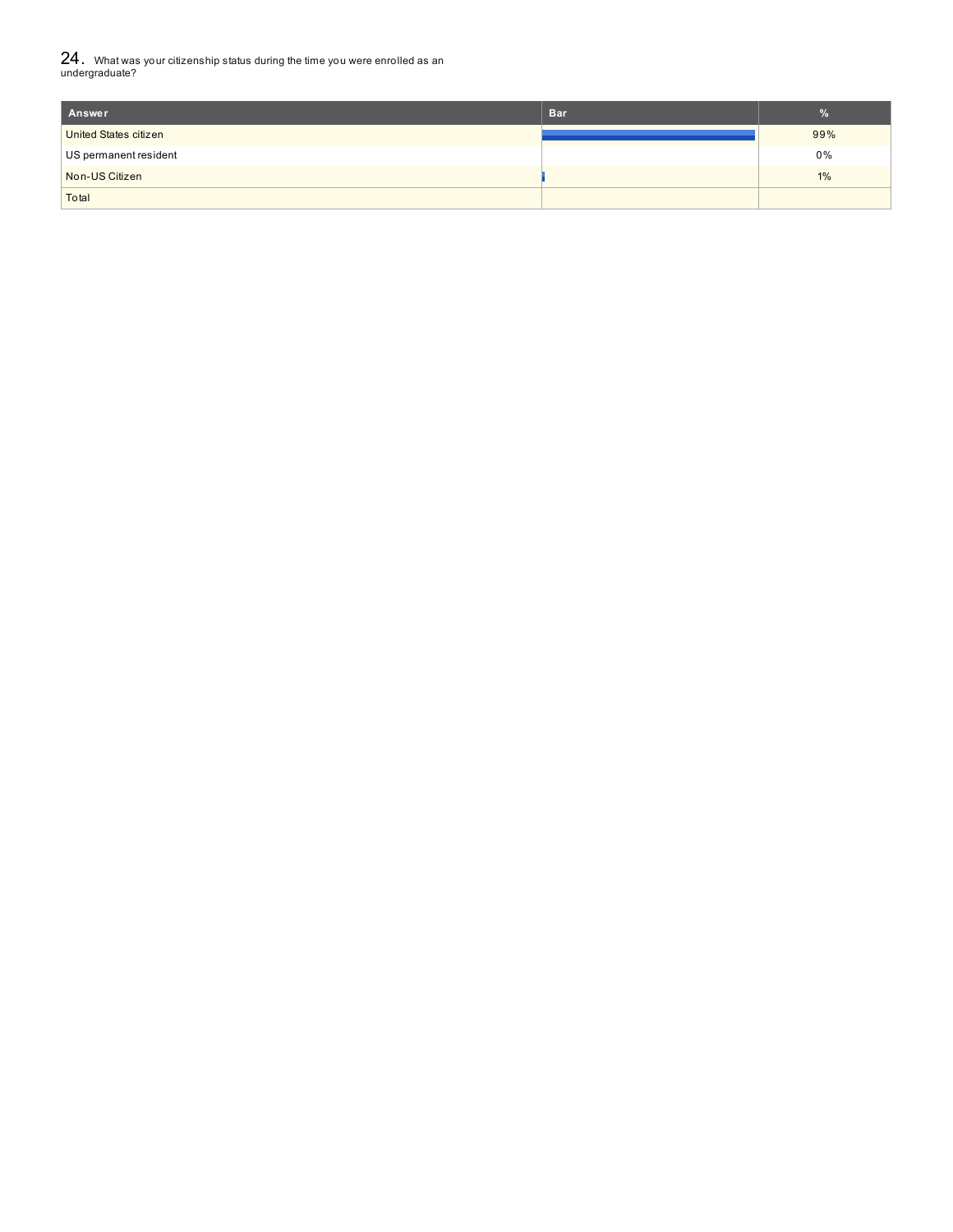## 24. What was your citizenship status during the time you were enrolled as an undergraduate?

| Answer | Bar | % |
| --- | --- | --- |
| United States citizen | | 99% |
| US permanent resident | | 0% |
| Non-US Citizen | | 1% |
| Total | | |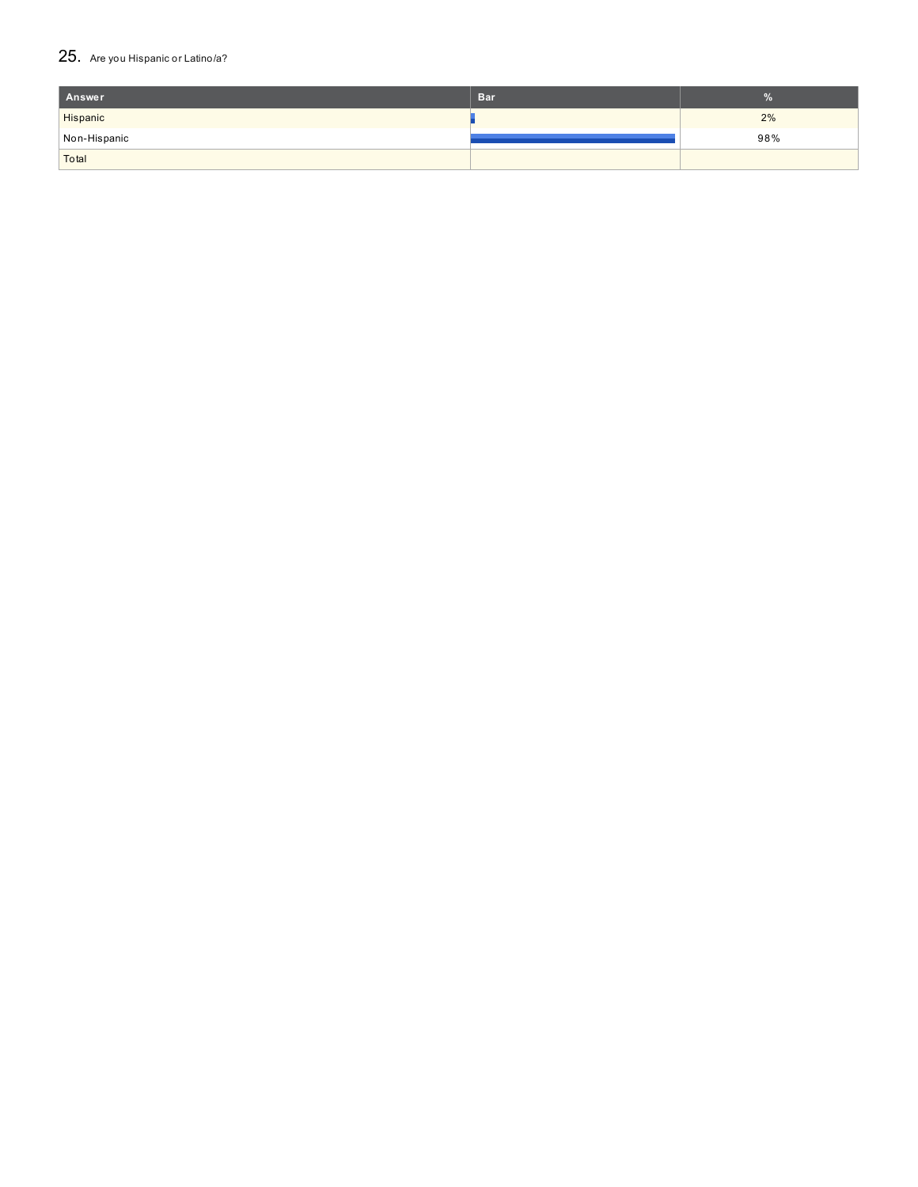## 25. Are you Hispanic or Latino/a?

| Answer | Bar | % |
| --- | --- | --- |
| Hispanic | | 2% |
| Non-Hispanic | | 98% |
| Total | | |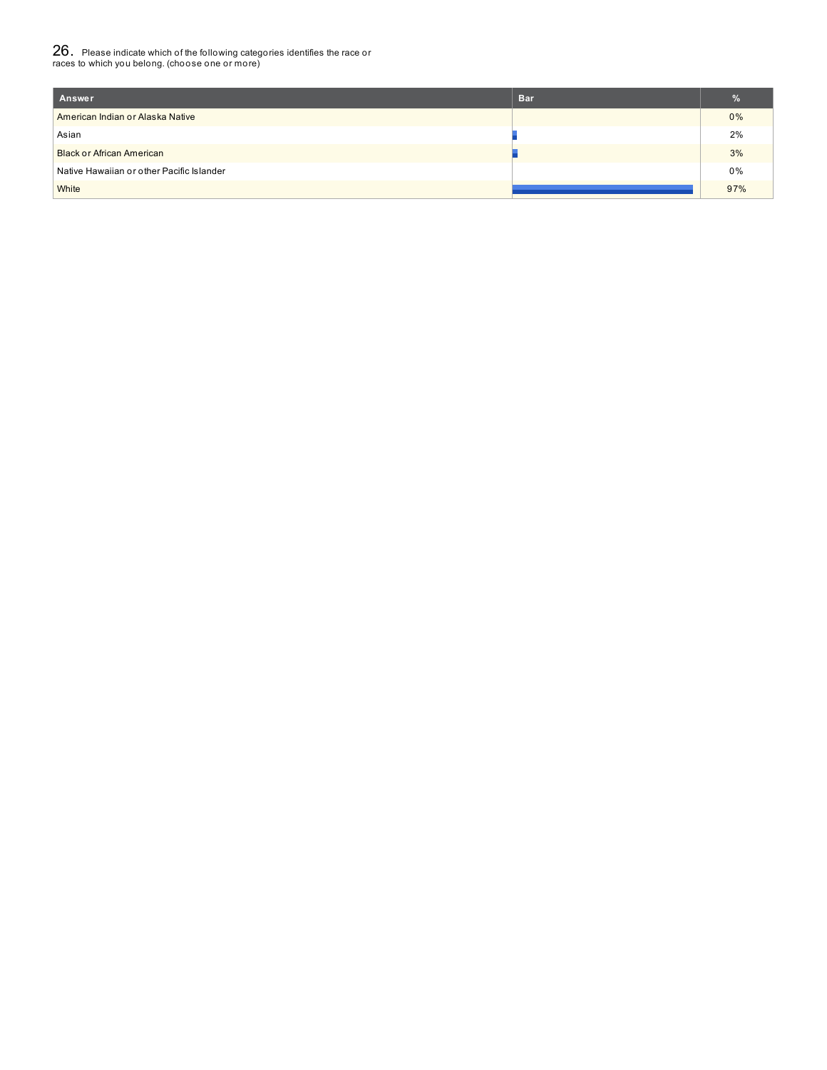26. Please indicate which of the following categories identifies the race or races to which you belong. (choose one or more)

| Answer | Bar | % |
|---|---|---|
| American Indian or Alaska Native | | 0% |
| Asian | | 2% |
| Black or African American | | 3% |
| Native Hawaiian or other Pacific Islander | | 0% |
| White | | 97% |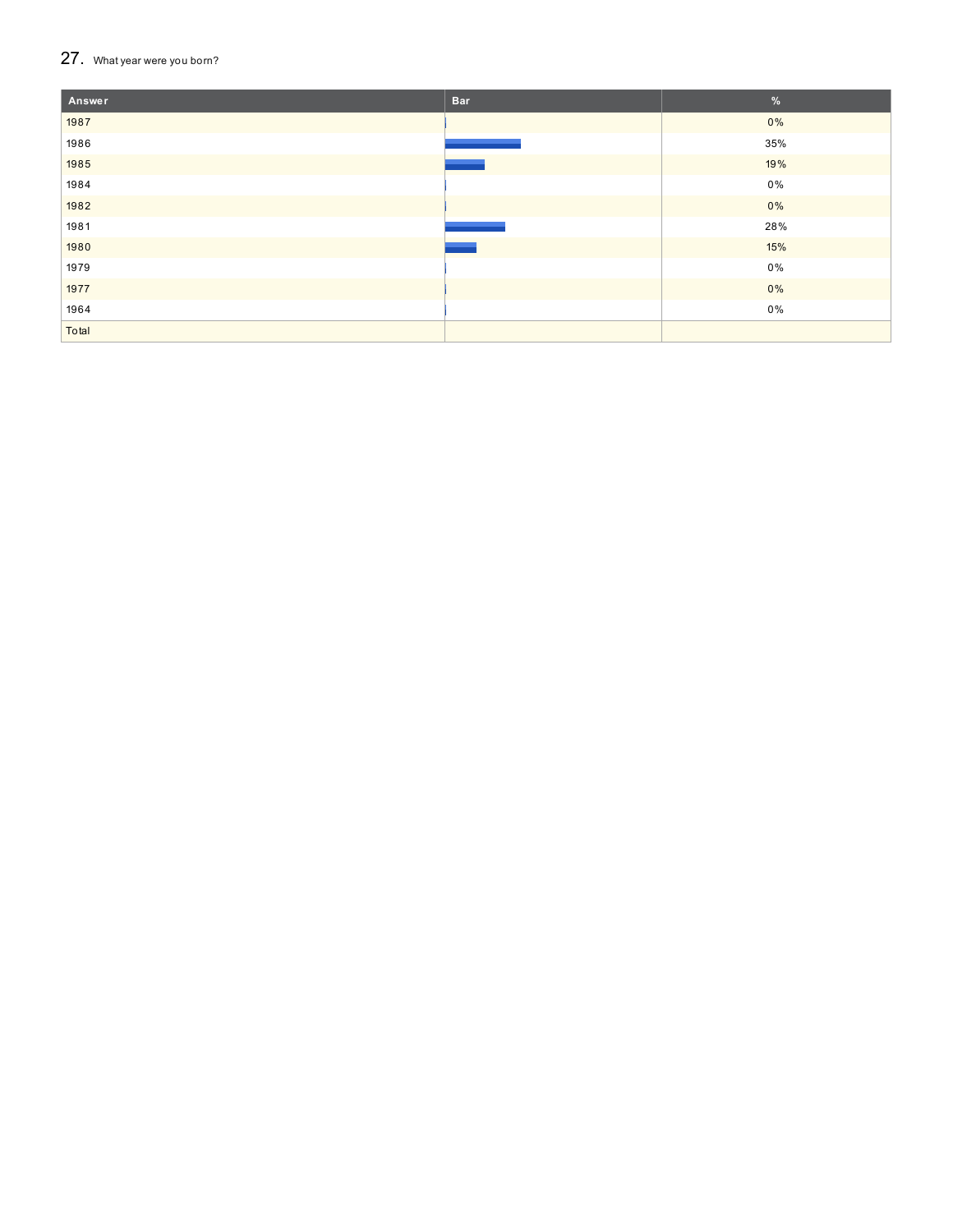## 27. What year were you born?

| Answer | Bar | % |
| --- | --- | --- |
| 1987 | | 0% |
| 1986 | | 35% |
| 1985 | | 19% |
| 1984 | | 0% |
| 1982 | | 0% |
| 1981 | | 28% |
| 1980 | | 15% |
| 1979 | | 0% |
| 1977 | | 0% |
| 1964 | | 0% |
| Total | | |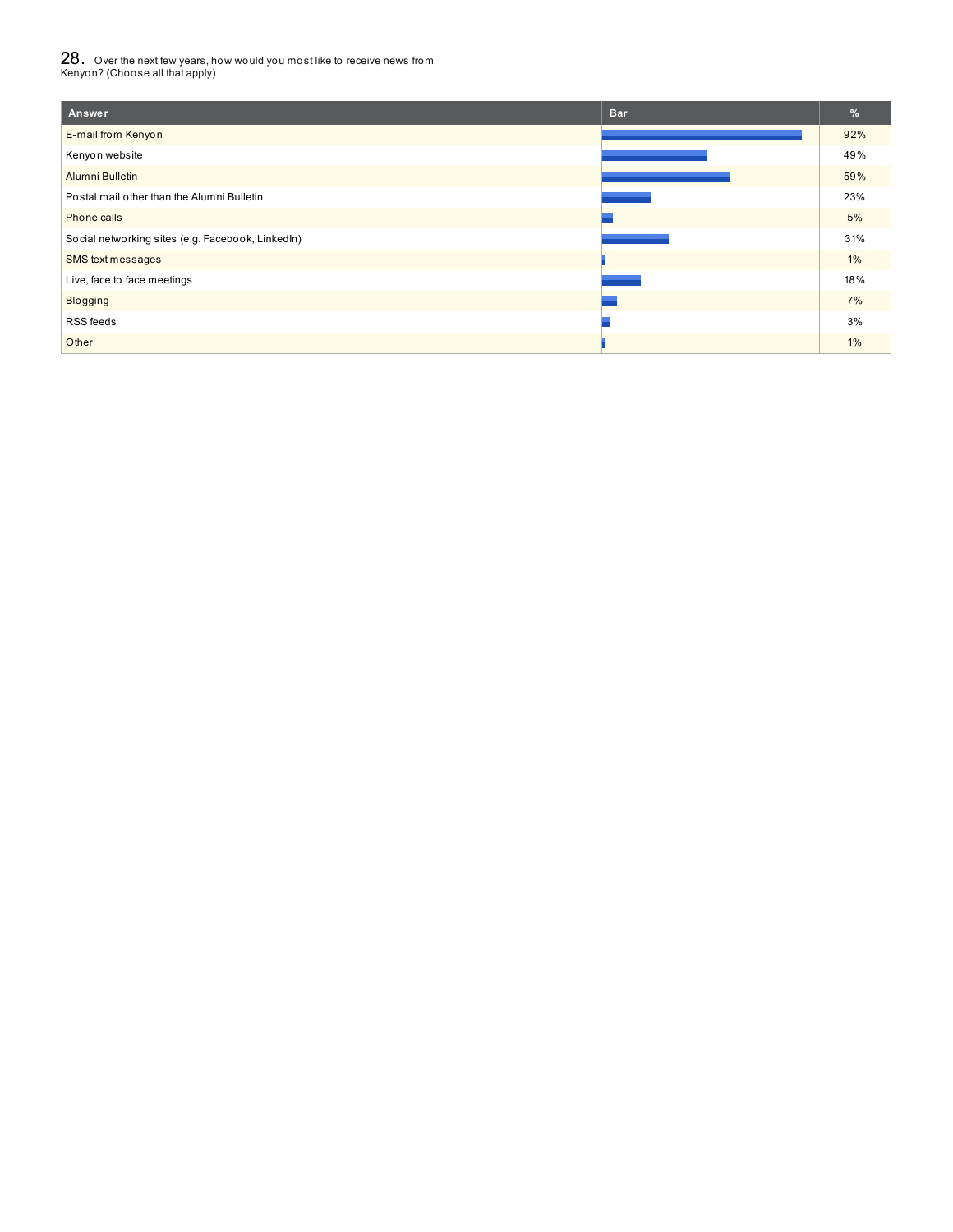## 28. Over the next few years, how would you most like to receive news from Kenyon? (Choose all that apply)

| Answer | Bar | % |
| --- | --- | --- |
| E-mail from Kenyon | | 92% |
| Kenyon website | | 49% |
| Alumni Bulletin | | 59% |
| Postal mail other than the Alumni Bulletin | | 23% |
| Phone calls | | 5% |
| Social networking sites (e.g. Facebook, LinkedIn) | | 31% |
| SMS text messages | | 1% |
| Live, face to face meetings | | 18% |
| Blogging | | 7% |
| RSS feeds | | 3% |
| Other | | 1% |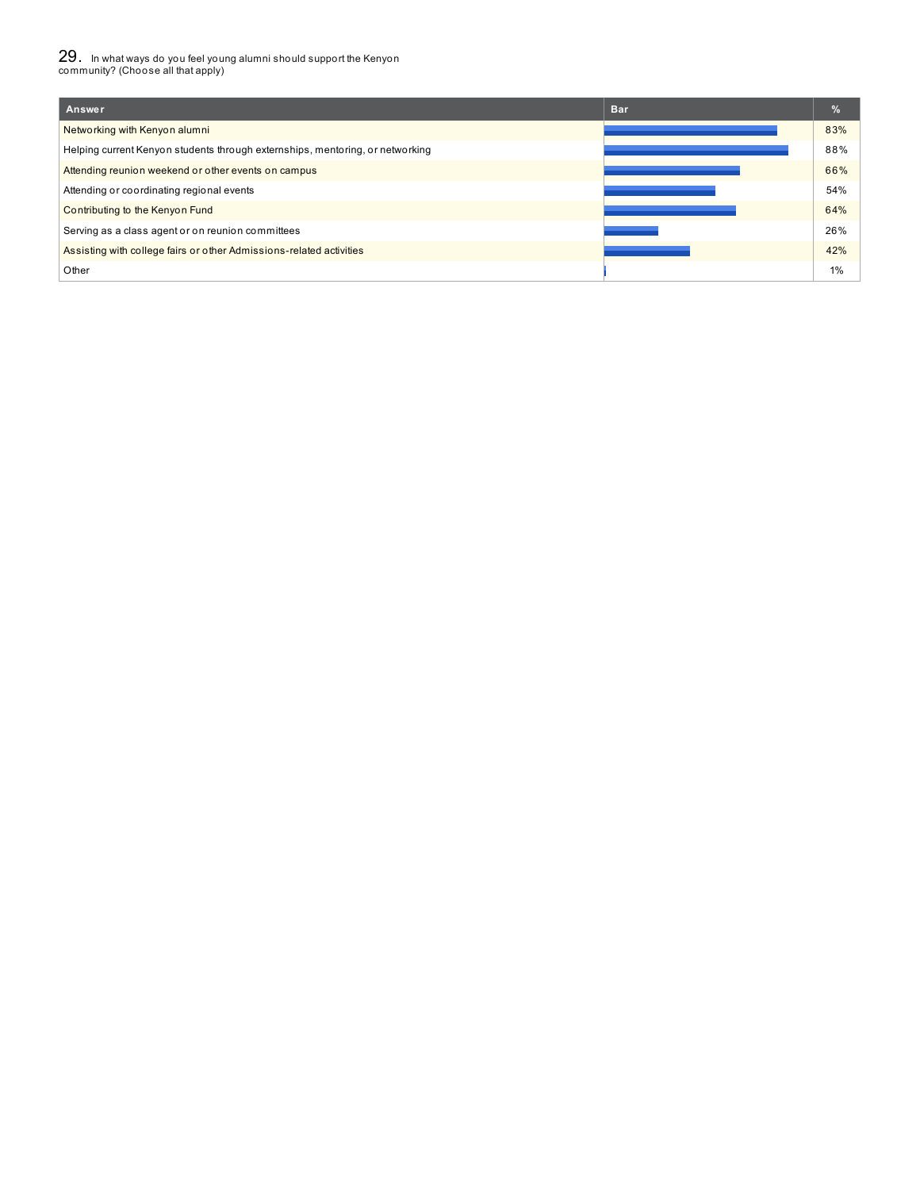29. In what ways do you feel young alumni should support the Kenyon community? (Choose all that apply)

| Answer | Bar | % |
| --- | --- | --- |
| Networking with Kenyon alumni | | 83% |
| Helping current Kenyon students through externships, mentoring, or networking | | 88% |
| Attending reunion weekend or other events on campus | | 66% |
| Attending or coordinating regional events | | 54% |
| Contributing to the Kenyon Fund | | 64% |
| Serving as a class agent or on reunion committees | | 26% |
| Assisting with college fairs or other Admissions-related activities | | 42% |
| Other | | 1% |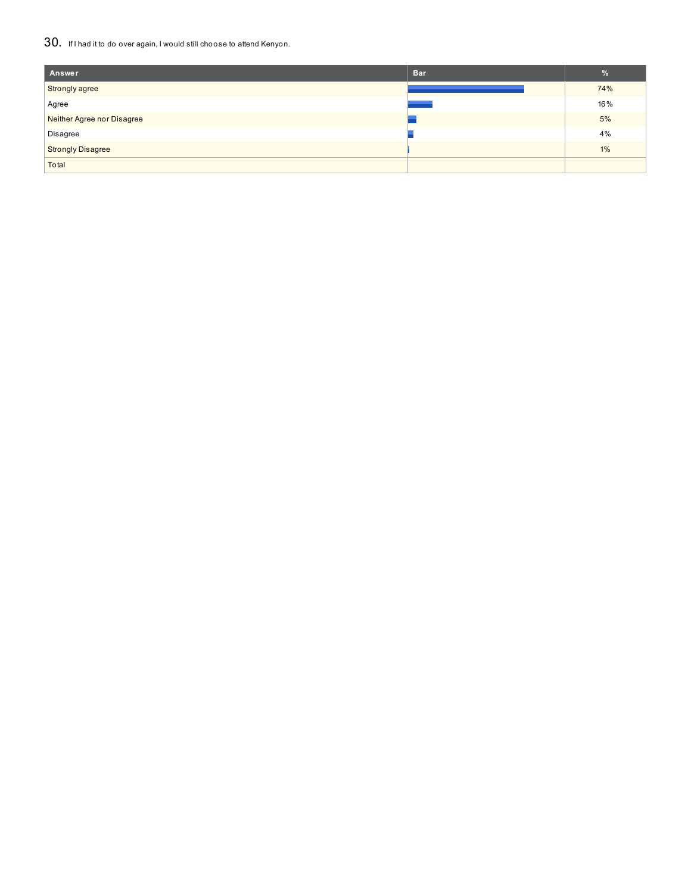## 30. If I had it to do over again, I would still choose to attend Kenyon.

| Answer | Bar | % |
| --- | --- | --- |
| Strongly agree | | 74% |
| Agree | | 16% |
| Neither Agree nor Disagree | | 5% |
| Disagree | | 4% |
| Strongly Disagree | | 1% |
| Total | | |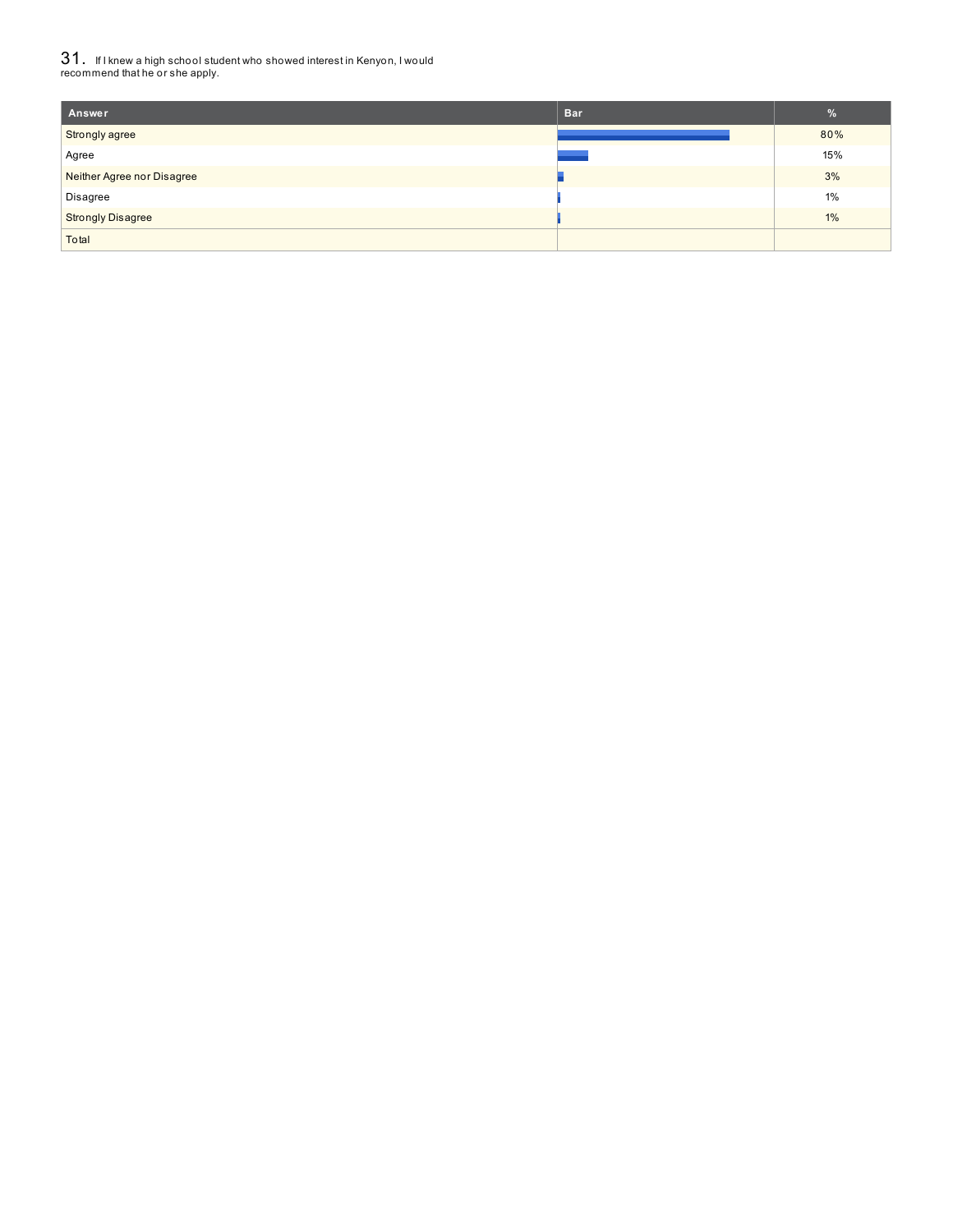## 31. If I knew a high school student who showed interest in Kenyon, I would recommend that he or she apply.

| Answer | Bar | % |
| --- | --- | --- |
| Strongly agree | | 80% |
| Agree | | 15% |
| Neither Agree nor Disagree | | 3% |
| Disagree | | 1% |
| Strongly Disagree | | 1% |
| Total | | |